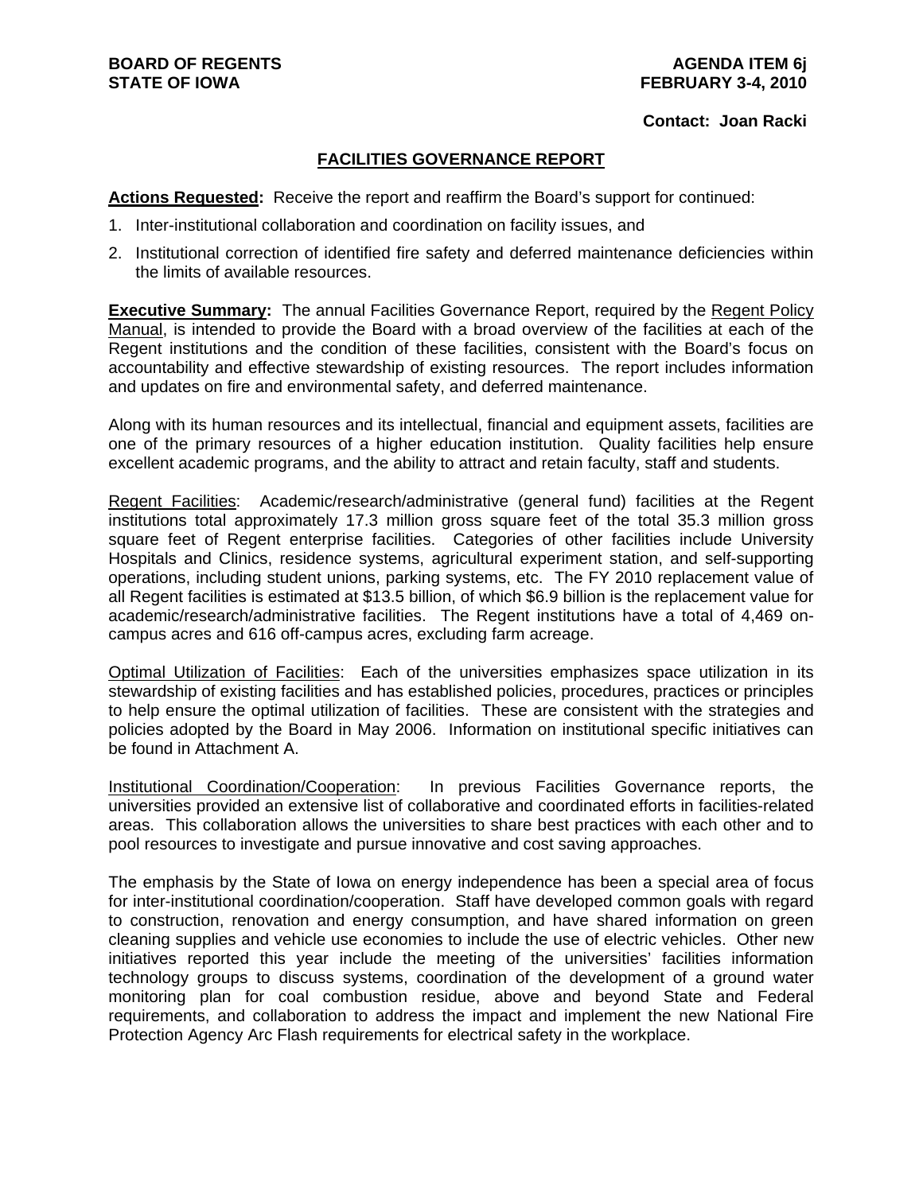**BOARD OF REGENTS**
**STATE OF IOWA**

**AGENDA ITEM 6j**
**FEBRUARY 3-4, 2010**

**Contact: Joan Racki**

# FACILITIES GOVERNANCE REPORT

**Actions Requested:** Receive the report and reaffirm the Board's support for continued:

1. Inter-institutional collaboration and coordination on facility issues, and
2. Institutional correction of identified fire safety and deferred maintenance deficiencies within the limits of available resources.

**Executive Summary:** The annual Facilities Governance Report, required by the Regent Policy Manual, is intended to provide the Board with a broad overview of the facilities at each of the Regent institutions and the condition of these facilities, consistent with the Board's focus on accountability and effective stewardship of existing resources. The report includes information and updates on fire and environmental safety, and deferred maintenance.

Along with its human resources and its intellectual, financial and equipment assets, facilities are one of the primary resources of a higher education institution. Quality facilities help ensure excellent academic programs, and the ability to attract and retain faculty, staff and students.

Regent Facilities: Academic/research/administrative (general fund) facilities at the Regent institutions total approximately 17.3 million gross square feet of the total 35.3 million gross square feet of Regent enterprise facilities. Categories of other facilities include University Hospitals and Clinics, residence systems, agricultural experiment station, and self-supporting operations, including student unions, parking systems, etc. The FY 2010 replacement value of all Regent facilities is estimated at \$13.5 billion, of which \$6.9 billion is the replacement value for academic/research/administrative facilities. The Regent institutions have a total of 4,469 on-campus acres and 616 off-campus acres, excluding farm acreage.

Optimal Utilization of Facilities: Each of the universities emphasizes space utilization in its stewardship of existing facilities and has established policies, procedures, practices or principles to help ensure the optimal utilization of facilities. These are consistent with the strategies and policies adopted by the Board in May 2006. Information on institutional specific initiatives can be found in Attachment A.

Institutional Coordination/Cooperation: In previous Facilities Governance reports, the universities provided an extensive list of collaborative and coordinated efforts in facilities-related areas. This collaboration allows the universities to share best practices with each other and to pool resources to investigate and pursue innovative and cost saving approaches.

The emphasis by the State of Iowa on energy independence has been a special area of focus for inter-institutional coordination/cooperation. Staff have developed common goals with regard to construction, renovation and energy consumption, and have shared information on green cleaning supplies and vehicle use economies to include the use of electric vehicles. Other new initiatives reported this year include the meeting of the universities' facilities information technology groups to discuss systems, coordination of the development of a ground water monitoring plan for coal combustion residue, above and beyond State and Federal requirements, and collaboration to address the impact and implement the new National Fire Protection Agency Arc Flash requirements for electrical safety in the workplace.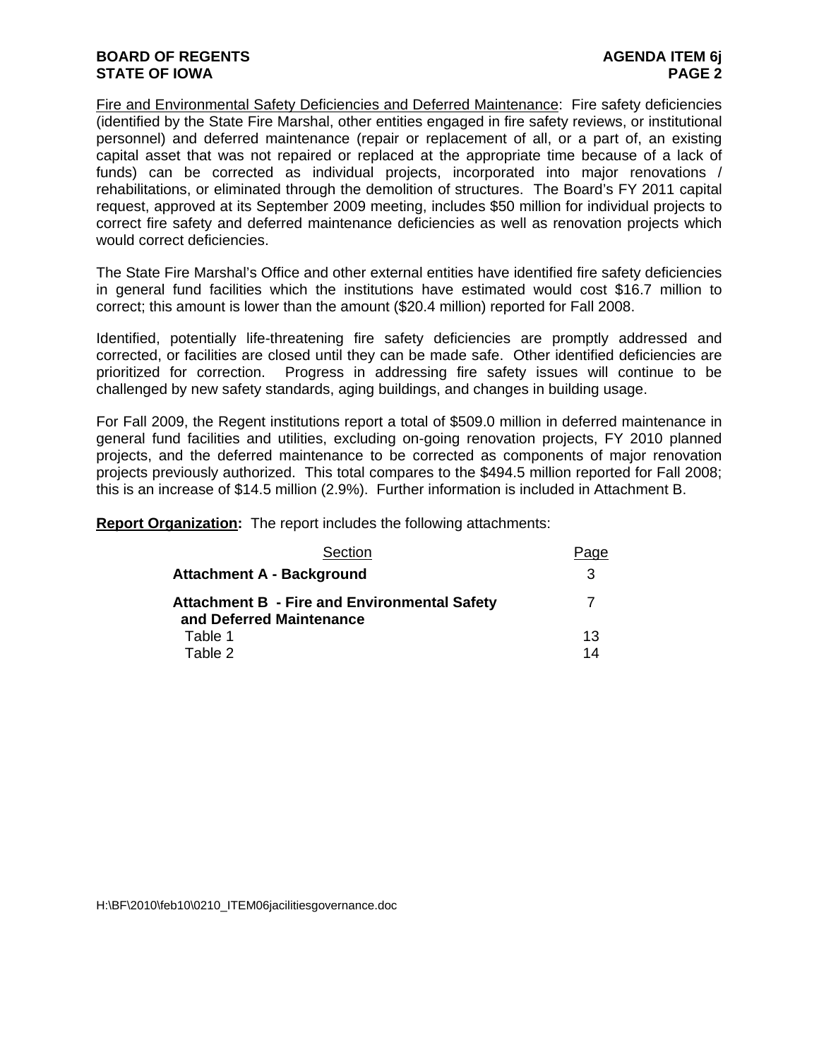Fire and Environmental Safety Deficiencies and Deferred Maintenance: Fire safety deficiencies (identified by the State Fire Marshal, other entities engaged in fire safety reviews, or institutional personnel) and deferred maintenance (repair or replacement of all, or a part of, an existing capital asset that was not repaired or replaced at the appropriate time because of a lack of funds) can be corrected as individual projects, incorporated into major renovations / rehabilitations, or eliminated through the demolition of structures. The Board's FY 2011 capital request, approved at its September 2009 meeting, includes $50 million for individual projects to correct fire safety and deferred maintenance deficiencies as well as renovation projects which would correct deficiencies.

The State Fire Marshal's Office and other external entities have identified fire safety deficiencies in general fund facilities which the institutions have estimated would cost $16.7 million to correct; this amount is lower than the amount ($20.4 million) reported for Fall 2008.

Identified, potentially life-threatening fire safety deficiencies are promptly addressed and corrected, or facilities are closed until they can be made safe. Other identified deficiencies are prioritized for correction. Progress in addressing fire safety issues will continue to be challenged by new safety standards, aging buildings, and changes in building usage.

For Fall 2009, the Regent institutions report a total of $509.0 million in deferred maintenance in general fund facilities and utilities, excluding on-going renovation projects, FY 2010 planned projects, and the deferred maintenance to be corrected as components of major renovation projects previously authorized. This total compares to the $494.5 million reported for Fall 2008; this is an increase of $14.5 million (2.9%). Further information is included in Attachment B.

**Report Organization:** The report includes the following attachments:

| Section | Page |
|---|---|
| **Attachment A - Background** | 3 |
| **Attachment B - Fire and Environmental Safety and Deferred Maintenance** | 7 |
| Table 1 | 13 |
| Table 2 | 14 |

H:\BF\2010\feb10\0210_ITEM06jacilitiesgovernance.doc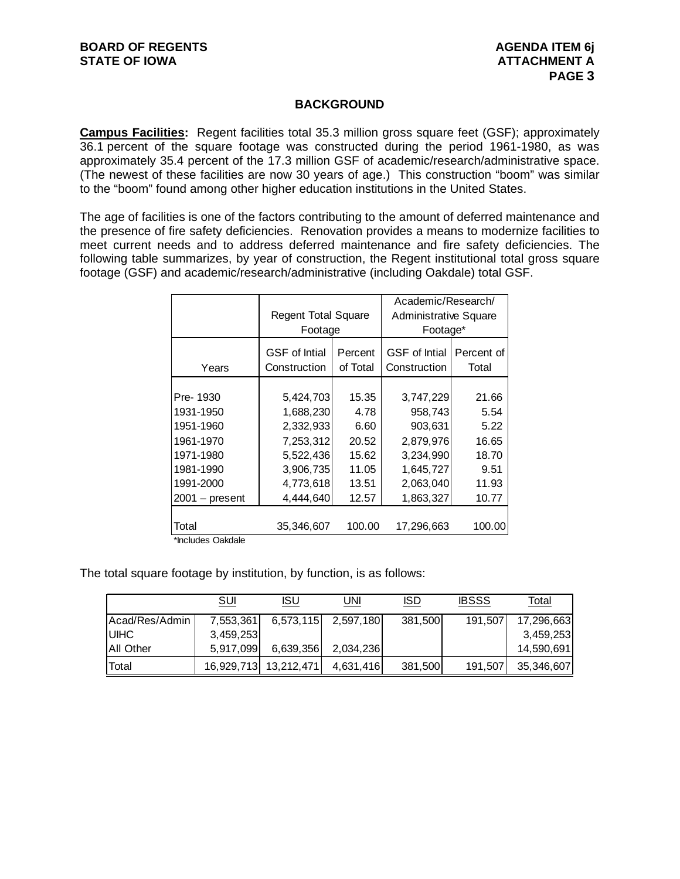## BACKGROUND

**Campus Facilities:** Regent facilities total 35.3 million gross square feet (GSF); approximately 36.1 percent of the square footage was constructed during the period 1961-1980, as was approximately 35.4 percent of the 17.3 million GSF of academic/research/administrative space. (The newest of these facilities are now 30 years of age.) This construction "boom" was similar to the "boom" found among other higher education institutions in the United States.

The age of facilities is one of the factors contributing to the amount of deferred maintenance and the presence of fire safety deficiencies. Renovation provides a means to modernize facilities to meet current needs and to address deferred maintenance and fire safety deficiencies. The following table summarizes, by year of construction, the Regent institutional total gross square footage (GSF) and academic/research/administrative (including Oakdale) total GSF.

| | Regent Total Square Footage | | Academic/Research/ Administrative Square Footage* | |
|---|---|---|---|---|
| Years | GSF of Intial Construction | Percent of Total | GSF of Intial Construction | Percent of Total |
| Pre- 1930 | 5,424,703 | 15.35 | 3,747,229 | 21.66 |
| 1931-1950 | 1,688,230 | 4.78 | 958,743 | 5.54 |
| 1951-1960 | 2,332,933 | 6.60 | 903,631 | 5.22 |
| 1961-1970 | 7,253,312 | 20.52 | 2,879,976 | 16.65 |
| 1971-1980 | 5,522,436 | 15.62 | 3,234,990 | 18.70 |
| 1981-1990 | 3,906,735 | 11.05 | 1,645,727 | 9.51 |
| 1991-2000 | 4,773,618 | 13.51 | 2,063,040 | 11.93 |
| 2001 – present | 4,444,640 | 12.57 | 1,863,327 | 10.77 |
| Total | 35,346,607 | 100.00 | 17,296,663 | 100.00 |

*Includes Oakdale

The total square footage by institution, by function, is as follows:

| | SUI | ISU | UNI | ISD | IBSSS | Total |
|---|---|---|---|---|---|---|
| Acad/Res/Admin | 7,553,361 | 6,573,115 | 2,597,180 | 381,500 | 191,507 | 17,296,663 |
| UIHC | 3,459,253 | | | | | 3,459,253 |
| All Other | 5,917,099 | 6,639,356 | 2,034,236 | | | 14,590,691 |
| Total | 16,929,713 | 13,212,471 | 4,631,416 | 381,500 | 191,507 | 35,346,607 |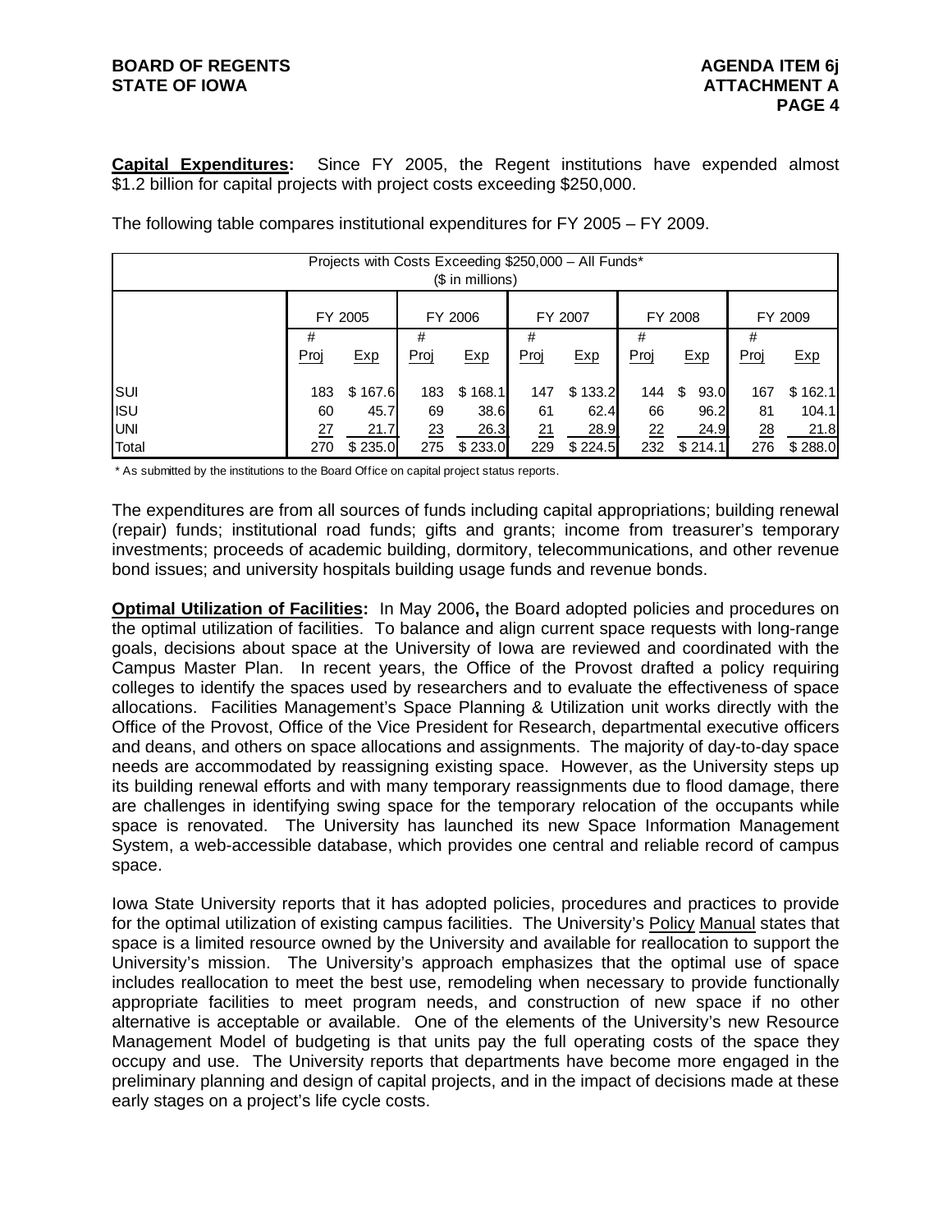**Capital Expenditures:** Since FY 2005, the Regent institutions have expended almost $1.2 billion for capital projects with project costs exceeding $250,000.

The following table compares institutional expenditures for FY 2005 – FY 2009.

| Projects with Costs Exceeding $250,000 – All Funds* ($ in millions) | | | | | | | | | | |
|---|---|---|---|---|---|---|---|---|---|---|
| | FY 2005 | | FY 2006 | | FY 2007 | | FY 2008 | | FY 2009 | |
| | # Proj | Exp | # Proj | Exp | # Proj | Exp | # Proj | Exp | # Proj | Exp |
| SUI | 183 | $ 167.6 | 183 | $ 168.1 | 147 | $ 133.2 | 144 | $ 93.0 | 167 | $ 162.1 |
| ISU | 60 | 45.7 | 69 | 38.6 | 61 | 62.4 | 66 | 96.2 | 81 | 104.1 |
| UNI | 27 | 21.7 | 23 | 26.3 | 21 | 28.9 | 22 | 24.9 | 28 | 21.8 |
| Total | 270 | $ 235.0 | 275 | $ 233.0 | 229 | $ 224.5 | 232 | $ 214.1 | 276 | $ 288.0 |

* As submitted by the institutions to the Board Office on capital project status reports.

The expenditures are from all sources of funds including capital appropriations; building renewal (repair) funds; institutional road funds; gifts and grants; income from treasurer's temporary investments; proceeds of academic building, dormitory, telecommunications, and other revenue bond issues; and university hospitals building usage funds and revenue bonds.

**Optimal Utilization of Facilities:** In May 2006**,** the Board adopted policies and procedures on the optimal utilization of facilities. To balance and align current space requests with long-range goals, decisions about space at the University of Iowa are reviewed and coordinated with the Campus Master Plan. In recent years, the Office of the Provost drafted a policy requiring colleges to identify the spaces used by researchers and to evaluate the effectiveness of space allocations. Facilities Management's Space Planning & Utilization unit works directly with the Office of the Provost, Office of the Vice President for Research, departmental executive officers and deans, and others on space allocations and assignments. The majority of day-to-day space needs are accommodated by reassigning existing space. However, as the University steps up its building renewal efforts and with many temporary reassignments due to flood damage, there are challenges in identifying swing space for the temporary relocation of the occupants while space is renovated. The University has launched its new Space Information Management System, a web-accessible database, which provides one central and reliable record of campus space.

Iowa State University reports that it has adopted policies, procedures and practices to provide for the optimal utilization of existing campus facilities. The University's Policy Manual states that space is a limited resource owned by the University and available for reallocation to support the University's mission. The University's approach emphasizes that the optimal use of space includes reallocation to meet the best use, remodeling when necessary to provide functionally appropriate facilities to meet program needs, and construction of new space if no other alternative is acceptable or available. One of the elements of the University's new Resource Management Model of budgeting is that units pay the full operating costs of the space they occupy and use. The University reports that departments have become more engaged in the preliminary planning and design of capital projects, and in the impact of decisions made at these early stages on a project's life cycle costs.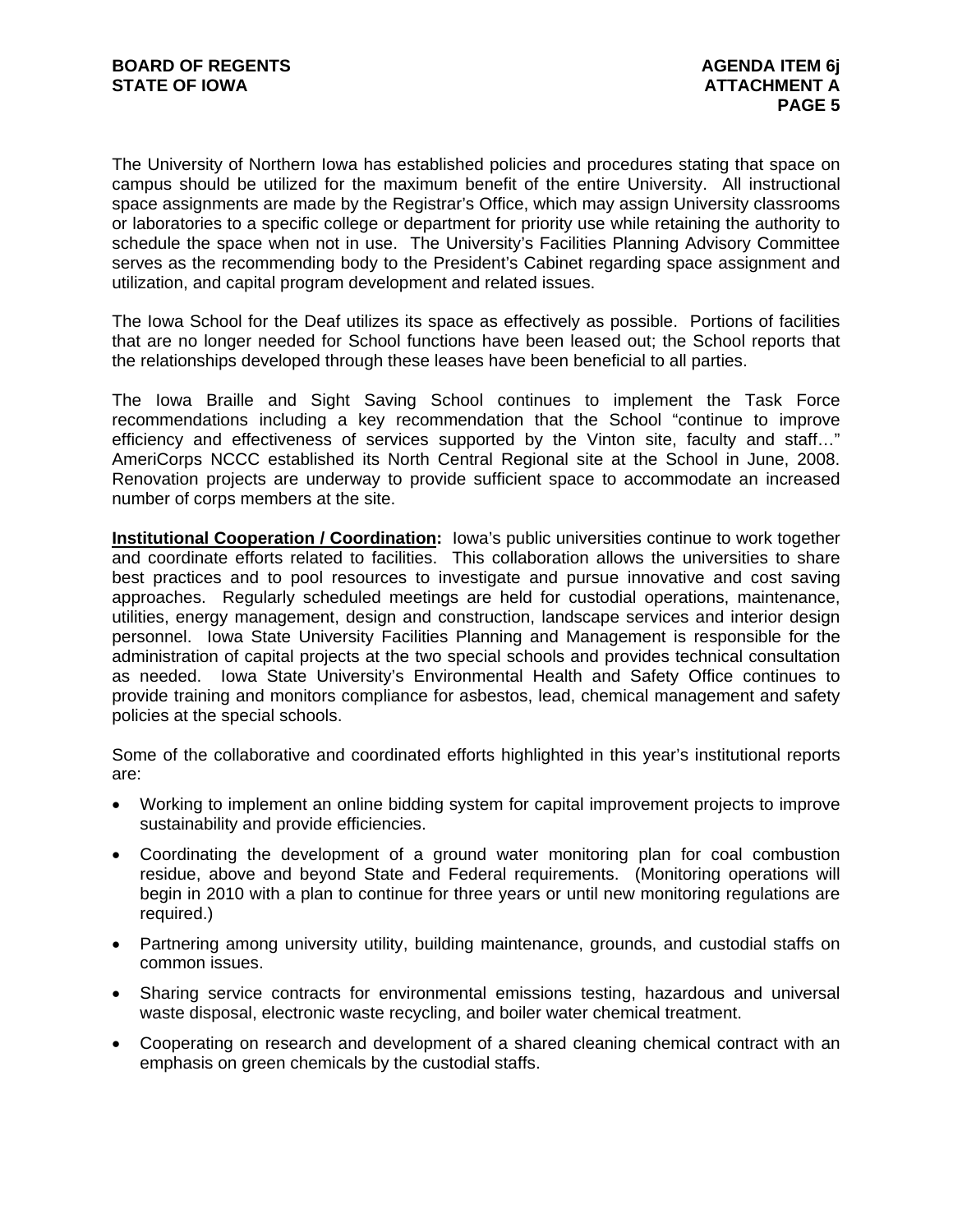The University of Northern Iowa has established policies and procedures stating that space on campus should be utilized for the maximum benefit of the entire University. All instructional space assignments are made by the Registrar's Office, which may assign University classrooms or laboratories to a specific college or department for priority use while retaining the authority to schedule the space when not in use. The University's Facilities Planning Advisory Committee serves as the recommending body to the President's Cabinet regarding space assignment and utilization, and capital program development and related issues.

The Iowa School for the Deaf utilizes its space as effectively as possible. Portions of facilities that are no longer needed for School functions have been leased out; the School reports that the relationships developed through these leases have been beneficial to all parties.

The Iowa Braille and Sight Saving School continues to implement the Task Force recommendations including a key recommendation that the School "continue to improve efficiency and effectiveness of services supported by the Vinton site, faculty and staff…" AmeriCorps NCCC established its North Central Regional site at the School in June, 2008. Renovation projects are underway to provide sufficient space to accommodate an increased number of corps members at the site.

**Institutional Cooperation / Coordination:** Iowa's public universities continue to work together and coordinate efforts related to facilities. This collaboration allows the universities to share best practices and to pool resources to investigate and pursue innovative and cost saving approaches. Regularly scheduled meetings are held for custodial operations, maintenance, utilities, energy management, design and construction, landscape services and interior design personnel. Iowa State University Facilities Planning and Management is responsible for the administration of capital projects at the two special schools and provides technical consultation as needed. Iowa State University's Environmental Health and Safety Office continues to provide training and monitors compliance for asbestos, lead, chemical management and safety policies at the special schools.

Some of the collaborative and coordinated efforts highlighted in this year's institutional reports are:

- Working to implement an online bidding system for capital improvement projects to improve sustainability and provide efficiencies.
- Coordinating the development of a ground water monitoring plan for coal combustion residue, above and beyond State and Federal requirements. (Monitoring operations will begin in 2010 with a plan to continue for three years or until new monitoring regulations are required.)
- Partnering among university utility, building maintenance, grounds, and custodial staffs on common issues.
- Sharing service contracts for environmental emissions testing, hazardous and universal waste disposal, electronic waste recycling, and boiler water chemical treatment.
- Cooperating on research and development of a shared cleaning chemical contract with an emphasis on green chemicals by the custodial staffs.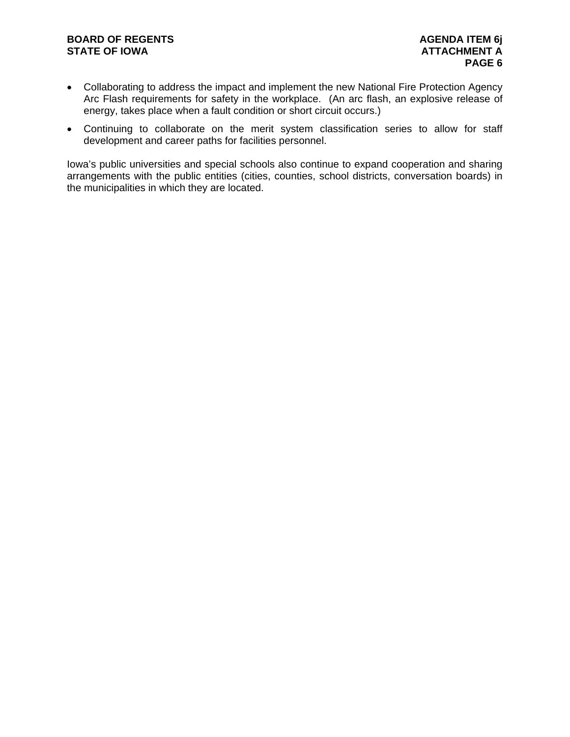- Collaborating to address the impact and implement the new National Fire Protection Agency Arc Flash requirements for safety in the workplace. (An arc flash, an explosive release of energy, takes place when a fault condition or short circuit occurs.)
- Continuing to collaborate on the merit system classification series to allow for staff development and career paths for facilities personnel.

Iowa's public universities and special schools also continue to expand cooperation and sharing arrangements with the public entities (cities, counties, school districts, conversation boards) in the municipalities in which they are located.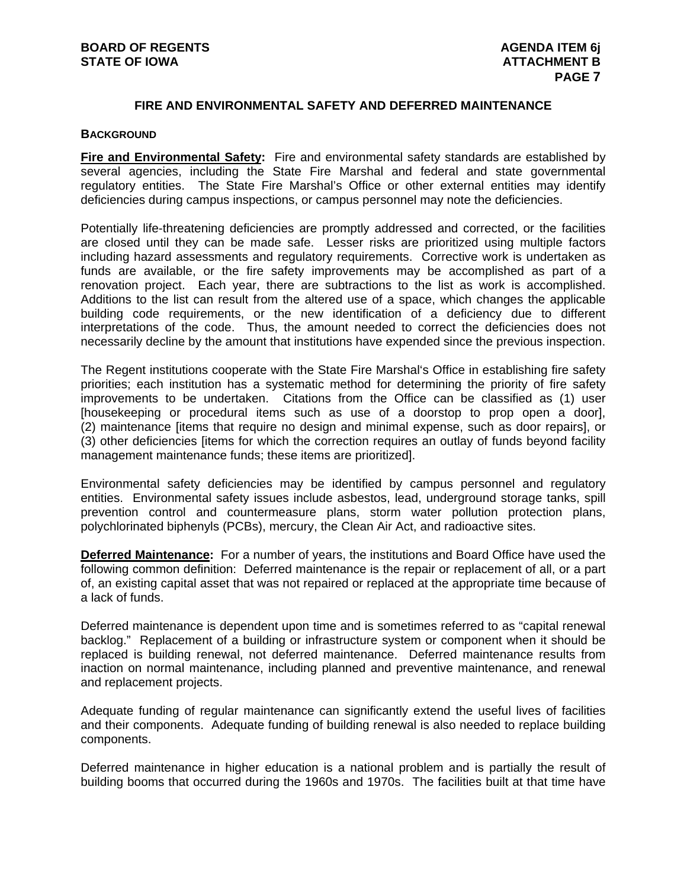## FIRE AND ENVIRONMENTAL SAFETY AND DEFERRED MAINTENANCE

### BACKGROUND

**Fire and Environmental Safety:** Fire and environmental safety standards are established by several agencies, including the State Fire Marshal and federal and state governmental regulatory entities. The State Fire Marshal's Office or other external entities may identify deficiencies during campus inspections, or campus personnel may note the deficiencies.

Potentially life-threatening deficiencies are promptly addressed and corrected, or the facilities are closed until they can be made safe. Lesser risks are prioritized using multiple factors including hazard assessments and regulatory requirements. Corrective work is undertaken as funds are available, or the fire safety improvements may be accomplished as part of a renovation project. Each year, there are subtractions to the list as work is accomplished. Additions to the list can result from the altered use of a space, which changes the applicable building code requirements, or the new identification of a deficiency due to different interpretations of the code. Thus, the amount needed to correct the deficiencies does not necessarily decline by the amount that institutions have expended since the previous inspection.

The Regent institutions cooperate with the State Fire Marshal's Office in establishing fire safety priorities; each institution has a systematic method for determining the priority of fire safety improvements to be undertaken. Citations from the Office can be classified as (1) user [housekeeping or procedural items such as use of a doorstop to prop open a door], (2) maintenance [items that require no design and minimal expense, such as door repairs], or (3) other deficiencies [items for which the correction requires an outlay of funds beyond facility management maintenance funds; these items are prioritized].

Environmental safety deficiencies may be identified by campus personnel and regulatory entities. Environmental safety issues include asbestos, lead, underground storage tanks, spill prevention control and countermeasure plans, storm water pollution protection plans, polychlorinated biphenyls (PCBs), mercury, the Clean Air Act, and radioactive sites.

**Deferred Maintenance:** For a number of years, the institutions and Board Office have used the following common definition: Deferred maintenance is the repair or replacement of all, or a part of, an existing capital asset that was not repaired or replaced at the appropriate time because of a lack of funds.

Deferred maintenance is dependent upon time and is sometimes referred to as "capital renewal backlog." Replacement of a building or infrastructure system or component when it should be replaced is building renewal, not deferred maintenance. Deferred maintenance results from inaction on normal maintenance, including planned and preventive maintenance, and renewal and replacement projects.

Adequate funding of regular maintenance can significantly extend the useful lives of facilities and their components. Adequate funding of building renewal is also needed to replace building components.

Deferred maintenance in higher education is a national problem and is partially the result of building booms that occurred during the 1960s and 1970s. The facilities built at that time have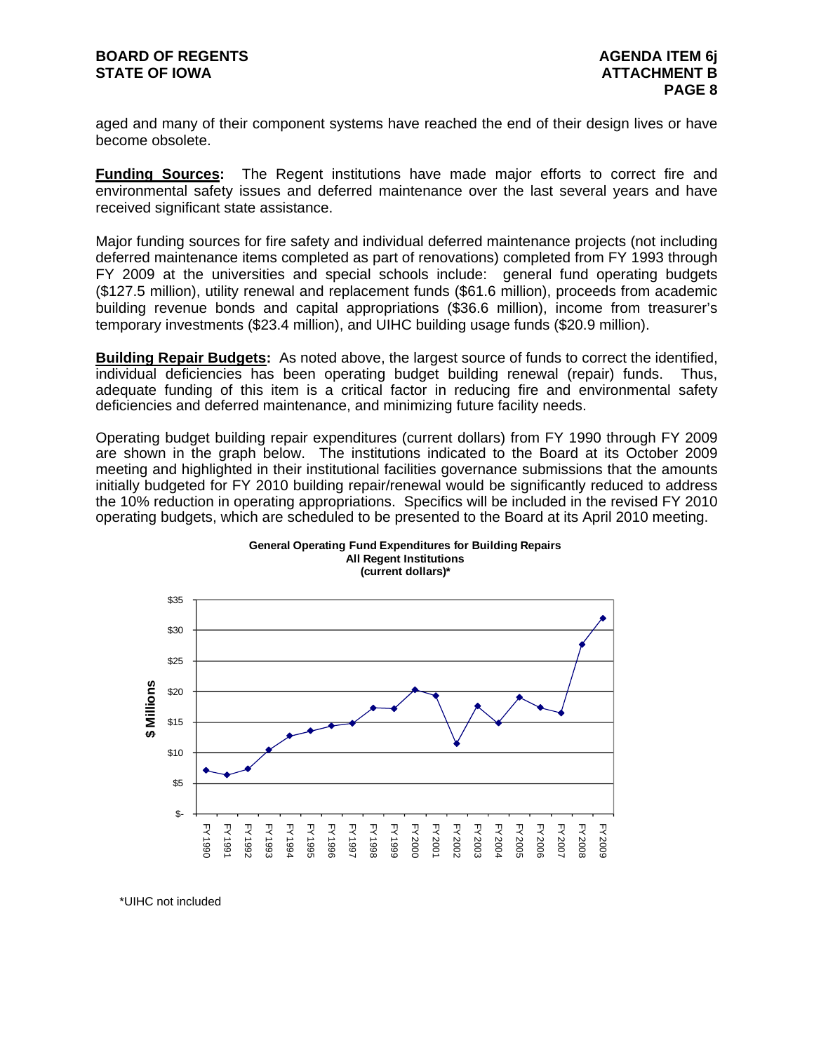aged and many of their component systems have reached the end of their design lives or have become obsolete.

**Funding Sources:** The Regent institutions have made major efforts to correct fire and environmental safety issues and deferred maintenance over the last several years and have received significant state assistance.

Major funding sources for fire safety and individual deferred maintenance projects (not including deferred maintenance items completed as part of renovations) completed from FY 1993 through FY 2009 at the universities and special schools include: general fund operating budgets ($127.5 million), utility renewal and replacement funds ($61.6 million), proceeds from academic building revenue bonds and capital appropriations ($36.6 million), income from treasurer's temporary investments ($23.4 million), and UIHC building usage funds ($20.9 million).

**Building Repair Budgets:** As noted above, the largest source of funds to correct the identified, individual deficiencies has been operating budget building renewal (repair) funds. Thus, adequate funding of this item is a critical factor in reducing fire and environmental safety deficiencies and deferred maintenance, and minimizing future facility needs.

Operating budget building repair expenditures (current dollars) from FY 1990 through FY 2009 are shown in the graph below. The institutions indicated to the Board at its October 2009 meeting and highlighted in their institutional facilities governance submissions that the amounts initially budgeted for FY 2010 building repair/renewal would be significantly reduced to address the 10% reduction in operating appropriations. Specifics will be included in the revised FY 2010 operating budgets, which are scheduled to be presented to the Board at its April 2010 meeting.

**General Operating Fund Expenditures for Building Repairs**
**All Regent Institutions**
**(current dollars)***

*UIHC not included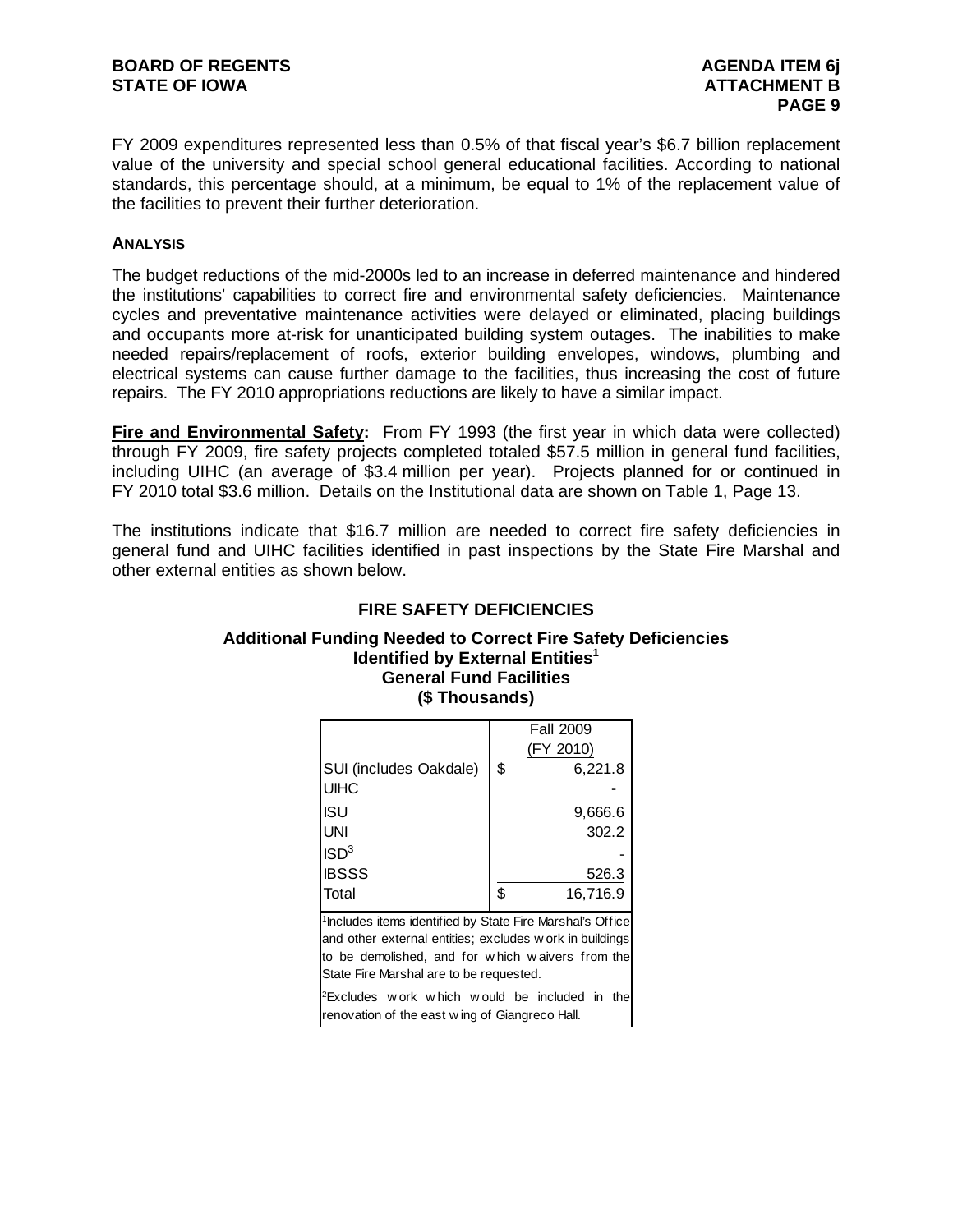FY 2009 expenditures represented less than 0.5% of that fiscal year's $6.7 billion replacement value of the university and special school general educational facilities. According to national standards, this percentage should, at a minimum, be equal to 1% of the replacement value of the facilities to prevent their further deterioration.

**ANALYSIS**

The budget reductions of the mid-2000s led to an increase in deferred maintenance and hindered the institutions' capabilities to correct fire and environmental safety deficiencies. Maintenance cycles and preventative maintenance activities were delayed or eliminated, placing buildings and occupants more at-risk for unanticipated building system outages. The inabilities to make needed repairs/replacement of roofs, exterior building envelopes, windows, plumbing and electrical systems can cause further damage to the facilities, thus increasing the cost of future repairs. The FY 2010 appropriations reductions are likely to have a similar impact.

**Fire and Environmental Safety:** From FY 1993 (the first year in which data were collected) through FY 2009, fire safety projects completed totaled $57.5 million in general fund facilities, including UIHC (an average of $3.4 million per year). Projects planned for or continued in FY 2010 total $3.6 million. Details on the Institutional data are shown on Table 1, Page 13.

The institutions indicate that $16.7 million are needed to correct fire safety deficiencies in general fund and UIHC facilities identified in past inspections by the State Fire Marshal and other external entities as shown below.

### FIRE SAFETY DEFICIENCIES

**Additional Funding Needed to Correct Fire Safety Deficiencies Identified by External Entities[1]**
**General Fund Facilities**
**($ Thousands)**

| | Fall 2009 (FY 2010) |
|---|---|
| SUI (includes Oakdale) | $ 6,221.8 |
| UIHC | - |
| ISU | 9,666.6 |
| UNI | 302.2 |
| ISD[3] | - |
| IBSSS | 526.3 |
| Total | $ 16,716.9 |

[1]Includes items identified by State Fire Marshal's Office and other external entities; excludes work in buildings to be demolished, and for which waivers from the State Fire Marshal are to be requested.

[2]Excludes work which would be included in the renovation of the east wing of Giangreco Hall.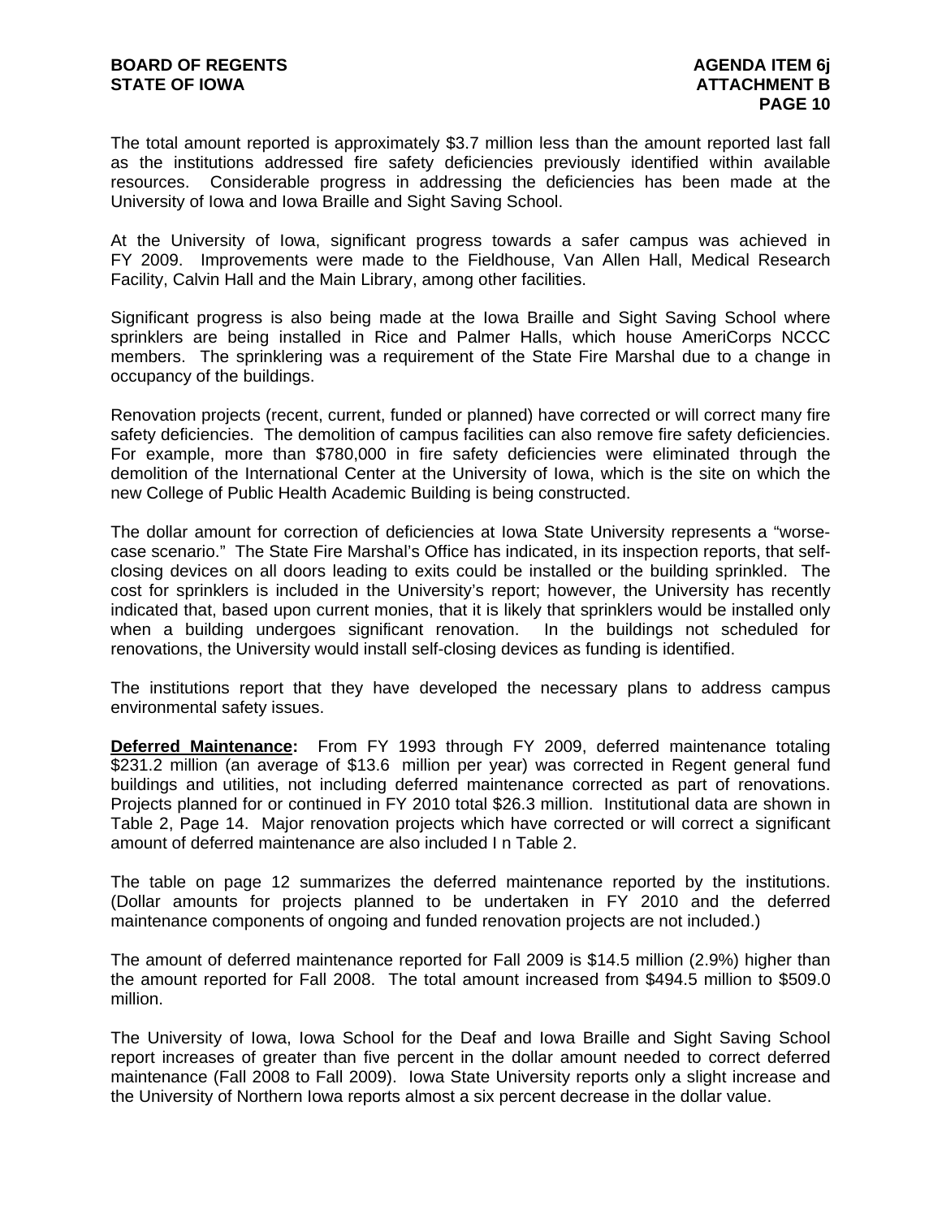The total amount reported is approximately $3.7 million less than the amount reported last fall as the institutions addressed fire safety deficiencies previously identified within available resources. Considerable progress in addressing the deficiencies has been made at the University of Iowa and Iowa Braille and Sight Saving School.

At the University of Iowa, significant progress towards a safer campus was achieved in FY 2009. Improvements were made to the Fieldhouse, Van Allen Hall, Medical Research Facility, Calvin Hall and the Main Library, among other facilities.

Significant progress is also being made at the Iowa Braille and Sight Saving School where sprinklers are being installed in Rice and Palmer Halls, which house AmeriCorps NCCC members. The sprinklering was a requirement of the State Fire Marshal due to a change in occupancy of the buildings.

Renovation projects (recent, current, funded or planned) have corrected or will correct many fire safety deficiencies. The demolition of campus facilities can also remove fire safety deficiencies. For example, more than $780,000 in fire safety deficiencies were eliminated through the demolition of the International Center at the University of Iowa, which is the site on which the new College of Public Health Academic Building is being constructed.

The dollar amount for correction of deficiencies at Iowa State University represents a "worse-case scenario." The State Fire Marshal's Office has indicated, in its inspection reports, that self-closing devices on all doors leading to exits could be installed or the building sprinkled. The cost for sprinklers is included in the University's report; however, the University has recently indicated that, based upon current monies, that it is likely that sprinklers would be installed only when a building undergoes significant renovation. In the buildings not scheduled for renovations, the University would install self-closing devices as funding is identified.

The institutions report that they have developed the necessary plans to address campus environmental safety issues.

**Deferred Maintenance:** From FY 1993 through FY 2009, deferred maintenance totaling $231.2 million (an average of $13.6 million per year) was corrected in Regent general fund buildings and utilities, not including deferred maintenance corrected as part of renovations. Projects planned for or continued in FY 2010 total $26.3 million. Institutional data are shown in Table 2, Page 14. Major renovation projects which have corrected or will correct a significant amount of deferred maintenance are also included I n Table 2.

The table on page 12 summarizes the deferred maintenance reported by the institutions. (Dollar amounts for projects planned to be undertaken in FY 2010 and the deferred maintenance components of ongoing and funded renovation projects are not included.)

The amount of deferred maintenance reported for Fall 2009 is $14.5 million (2.9%) higher than the amount reported for Fall 2008. The total amount increased from $494.5 million to $509.0 million.

The University of Iowa, Iowa School for the Deaf and Iowa Braille and Sight Saving School report increases of greater than five percent in the dollar amount needed to correct deferred maintenance (Fall 2008 to Fall 2009). Iowa State University reports only a slight increase and the University of Northern Iowa reports almost a six percent decrease in the dollar value.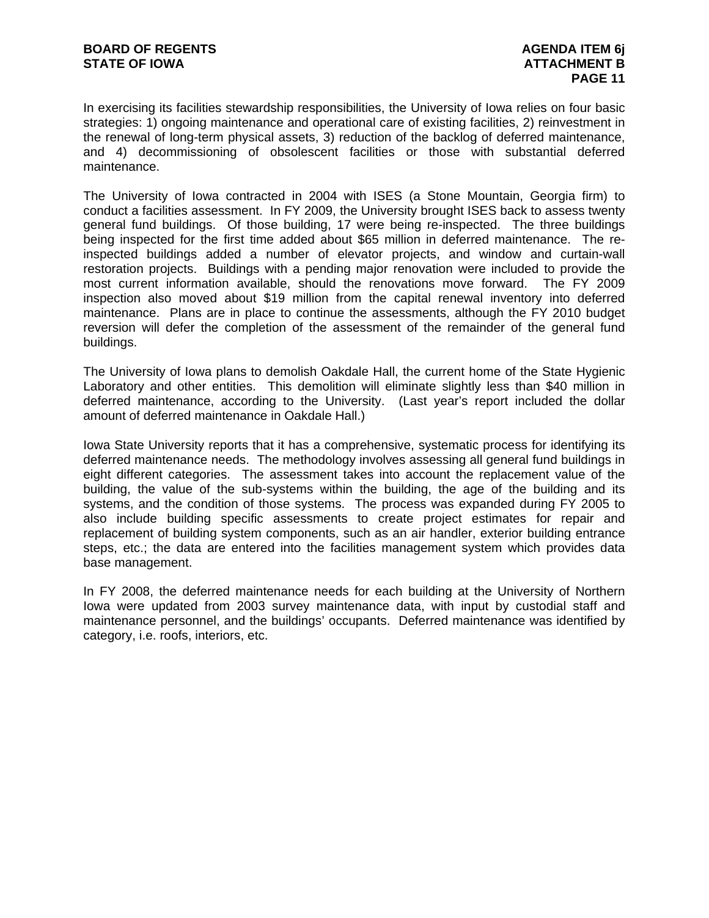In exercising its facilities stewardship responsibilities, the University of Iowa relies on four basic strategies: 1) ongoing maintenance and operational care of existing facilities, 2) reinvestment in the renewal of long-term physical assets, 3) reduction of the backlog of deferred maintenance, and 4) decommissioning of obsolescent facilities or those with substantial deferred maintenance.

The University of Iowa contracted in 2004 with ISES (a Stone Mountain, Georgia firm) to conduct a facilities assessment. In FY 2009, the University brought ISES back to assess twenty general fund buildings. Of those building, 17 were being re-inspected. The three buildings being inspected for the first time added about $65 million in deferred maintenance. The re-inspected buildings added a number of elevator projects, and window and curtain-wall restoration projects. Buildings with a pending major renovation were included to provide the most current information available, should the renovations move forward. The FY 2009 inspection also moved about $19 million from the capital renewal inventory into deferred maintenance. Plans are in place to continue the assessments, although the FY 2010 budget reversion will defer the completion of the assessment of the remainder of the general fund buildings.

The University of Iowa plans to demolish Oakdale Hall, the current home of the State Hygienic Laboratory and other entities. This demolition will eliminate slightly less than $40 million in deferred maintenance, according to the University. (Last year's report included the dollar amount of deferred maintenance in Oakdale Hall.)

Iowa State University reports that it has a comprehensive, systematic process for identifying its deferred maintenance needs. The methodology involves assessing all general fund buildings in eight different categories. The assessment takes into account the replacement value of the building, the value of the sub-systems within the building, the age of the building and its systems, and the condition of those systems. The process was expanded during FY 2005 to also include building specific assessments to create project estimates for repair and replacement of building system components, such as an air handler, exterior building entrance steps, etc.; the data are entered into the facilities management system which provides data base management.

In FY 2008, the deferred maintenance needs for each building at the University of Northern Iowa were updated from 2003 survey maintenance data, with input by custodial staff and maintenance personnel, and the buildings' occupants. Deferred maintenance was identified by category, i.e. roofs, interiors, etc.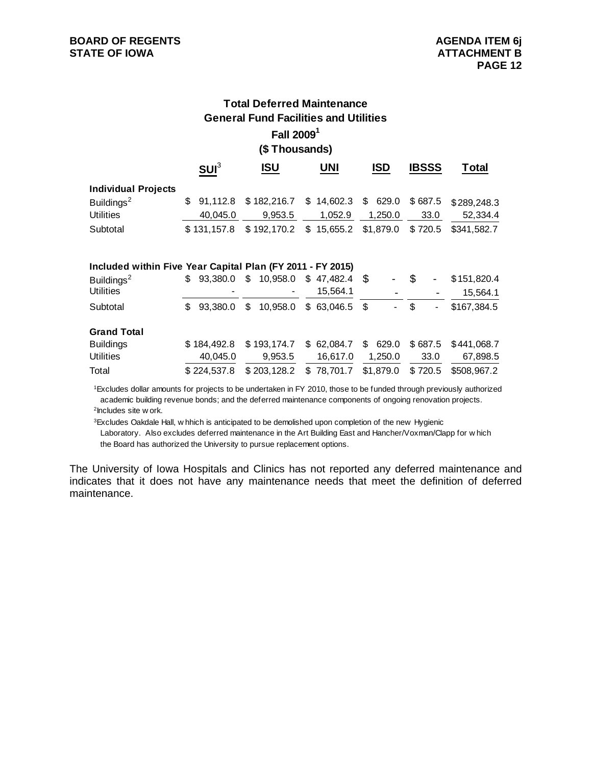## Total Deferred Maintenance
## General Fund Facilities and Utilities
## Fall 2009[1]
## ($ Thousands)

| | SUI[3] | ISU | UNI | ISD | IBSSS | Total |
|---|---|---|---|---|---|---|
| **Individual Projects** | | | | | | |
| Buildings[2] | $ 91,112.8 | $ 182,216.7 | $ 14,602.3 | $ 629.0 | $ 687.5 | $289,248.3 |
| Utilities | 40,045.0 | 9,953.5 | 1,052.9 | 1,250.0 | 33.0 | 52,334.4 |
| Subtotal | $ 131,157.8 | $ 192,170.2 | $ 15,655.2 | $1,879.0 | $ 720.5 | $341,582.7 |
| **Included within Five Year Capital Plan (FY 2011 - FY 2015)** | | | | | | |
| Buildings[2] | $ 93,380.0 | $ 10,958.0 | $ 47,482.4 | $ - | $ - | $151,820.4 |
| Utilities | - | - | 15,564.1 | - | - | 15,564.1 |
| Subtotal | $ 93,380.0 | $ 10,958.0 | $ 63,046.5 | $ - | $ - | $167,384.5 |
| **Grand Total** | | | | | | |
| Buildings | $ 184,492.8 | $ 193,174.7 | $ 62,084.7 | $ 629.0 | $ 687.5 | $441,068.7 |
| Utilities | 40,045.0 | 9,953.5 | 16,617.0 | 1,250.0 | 33.0 | 67,898.5 |
| Total | $ 224,537.8 | $ 203,128.2 | $ 78,701.7 | $1,879.0 | $ 720.5 | $508,967.2 |

[1]Excludes dollar amounts for projects to be undertaken in FY 2010, those to be funded through previously authorized academic building revenue bonds; and the deferred maintenance components of ongoing renovation projects.

[2]Includes site work.

[3]Excludes Oakdale Hall, whhich is anticipated to be demolished upon completion of the new Hygienic Laboratory. Also excludes deferred maintenance in the Art Building East and Hancher/Voxman/Clapp for which the Board has authorized the University to pursue replacement options.

The University of Iowa Hospitals and Clinics has not reported any deferred maintenance and indicates that it does not have any maintenance needs that meet the definition of deferred maintenance.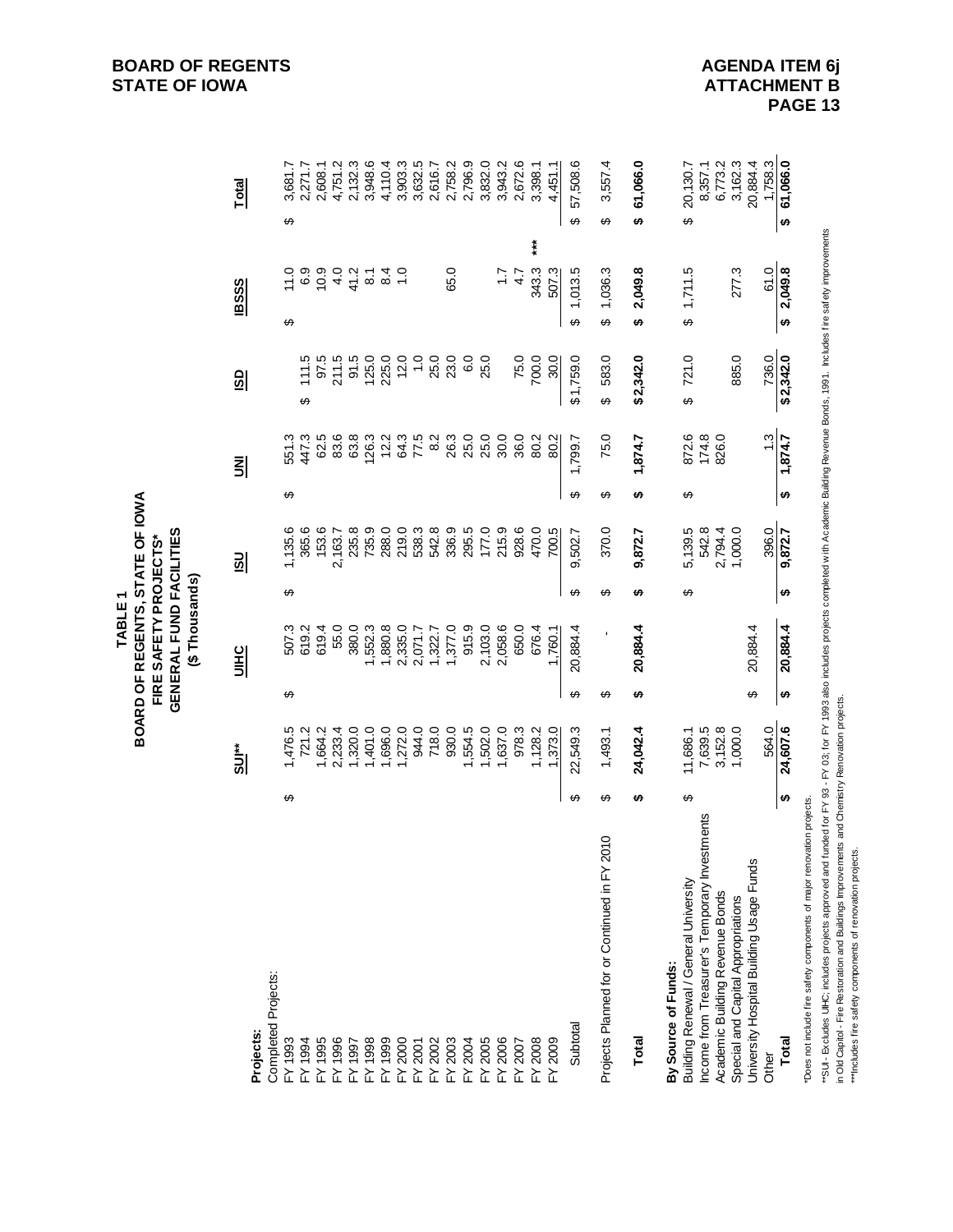BOARD OF REGENTS
STATE OF IOWA

AGENDA ITEM 6j
ATTACHMENT B

# TABLE 1
## BOARD OF REGENTS, STATE OF IOWA
## FIRE SAFETY PROJECTS*
## GENERAL FUND FACILITIES
### ($ Thousands)

| | SUI** | UIHC | ISU | UNI | ISD | IBSSS | Total |
|---|---|---|---|---|---|---|---|
| **Projects:** | | | | | | | |
| Completed Projects: | | | | | | | |
| FY 1993 | $ 1,476.5 | $ 507.3 | $ 1,135.6 | $ 551.3 | | $ 11.0 | $ 3,681.7 |
| FY 1994 | 721.2 | 619.2 | 365.6 | 447.3 | $ 111.5 | 6.9 | 2,271.7 |
| FY 1995 | 1,664.2 | 619.4 | 153.6 | 62.5 | 97.5 | 10.9 | 2,608.1 |
| FY 1996 | 2,233.4 | 55.0 | 2,163.7 | 83.6 | 211.5 | 4.0 | 4,751.2 |
| FY 1997 | 1,320.0 | 380.0 | 235.8 | 63.8 | 91.5 | 41.2 | 2,132.3 |
| FY 1998 | 1,401.0 | 1,552.3 | 735.9 | 126.3 | 125.0 | 8.1 | 3,948.6 |
| FY 1999 | 1,696.0 | 1,880.8 | 288.0 | 12.2 | 225.0 | 8.4 | 4,110.4 |
| FY 2000 | 1,272.0 | 2,335.0 | 219.0 | 64.3 | 12.0 | 1.0 | 3,903.3 |
| FY 2001 | 944.0 | 2,071.7 | 538.3 | 77.5 | 1.0 | | 3,632.5 |
| FY 2002 | 718.0 | 1,322.7 | 542.8 | 8.2 | 25.0 | | 2,616.7 |
| FY 2003 | 930.0 | 1,377.0 | 336.9 | 26.3 | 23.0 | 65.0 | 2,758.2 |
| FY 2004 | 1,554.5 | 915.9 | 295.5 | 25.0 | 6.0 | | 2,796.9 |
| FY 2005 | 1,502.0 | 2,103.0 | 177.0 | 25.0 | 25.0 | | 3,832.0 |
| FY 2006 | 1,637.0 | 2,058.6 | 215.9 | 30.0 | | 1.7 | 3,943.2 |
| FY 2007 | 978.3 | 650.0 | 928.6 | 36.0 | 75.0 | 4.7 | 2,672.6 |
| FY 2008 | 1,128.2 | 676.4 | 470.0 | 80.2 | 700.0 | 343.3 *** | 3,398.1 |
| FY 2009 | 1,373.0 | 1,760.1 | 700.5 | 80.2 | 30.0 | 507.3 | 4,451.1 |
| Subtotal | $ 22,549.3 | $ 20,884.4 | $ 9,502.7 | $ 1,799.7 | $1,759.0 | $ 1,013.5 | $ 57,508.6 |
| Projects Planned for or Continued in FY 2010 | $ 1,493.1 | $ - | $ 370.0 | $ 75.0 | $ 583.0 | $ 1,036.3 | $ 3,557.4 |
| **Total** | **$ 24,042.4** | **$ 20,884.4** | **$ 9,872.7** | **$ 1,874.7** | **$2,342.0** | **$ 2,049.8** | **$ 61,066.0** |
| **By Source of Funds:** | | | | | | | |
| Building Renewal / General University | $ 11,686.1 | | $ 5,139.5 | $ 872.6 | $ 721.0 | $ 1,711.5 | $ 20,130.7 |
| Income from Treasurer's Temporary Investments | 7,639.5 | | 542.8 | 174.8 | | | 8,357.1 |
| Academic Building Revenue Bonds | 3,152.8 | | 2,794.4 | 826.0 | | | 6,773.2 |
| Special and Capital Appropriations | 1,000.0 | | 1,000.0 | | 885.0 | 277.3 | 3,162.3 |
| University Hospital Building Usage Funds | | $ 20,884.4 | | | | | 20,884.4 |
| Other | 564.0 | | 396.0 | 1.3 | 736.0 | 61.0 | 1,758.3 |
| **Total** | **$ 24,607.6** | **$ 20,884.4** | **$ 9,872.7** | **$ 1,874.7** | **$2,342.0** | **$ 2,049.8** | **$ 61,066.0** |

*Does not include fire safety components of major renovation projects.

**SUI - Excludes UIHC; includes projects approved and funded for FY 93 - FY 03; for FY 1993 also includes projects completed with Academic Building Revenue Bonds, 1991. Includes fire safety improvements in Old Capitol - Fire Restoration and Buildings Improvements and Chemistry Renovation projects.

***Includes fire safety components of renovation projects.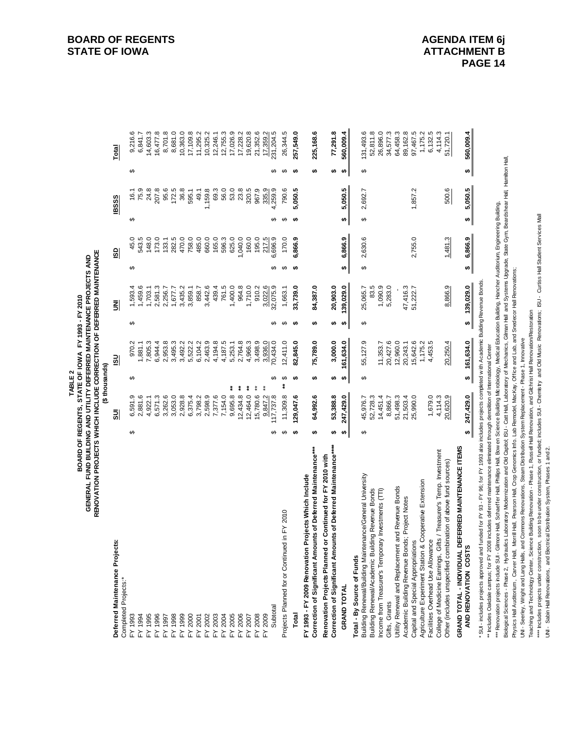BOARD OF REGENTS
STATE OF IOWA

AGENDA ITEM 6j
ATTACHMENT B
PAGE 14

**TABLE 2**
**BOARD OF REGENTS, STATE OF IOWA FY 1993 - FY 2010**
**GENERAL FUND BUILDING AND UTILITY DEFERRED MAINTENANCE PROJECTS AND**
**RENOVATION PROJECTS WHICH INCLUDE CORRECTION OF DEFERRED MAINTENANCE**
**($ thousands)**

| Deferred Maintenance Projects: | SUI | | ISU | UNI | ISD | IBSSS | Total |
|---|---|---|---|---|---|---|---|
| Completed Projects:* | | | | | | | |
| FY 1993 | $ 6,591.9 | | $ 970.2 | $ 1,593.4 | $ 45.0 | $ 16.1 | $ 9,216.6 |
| FY 1994 | 2,881.6 | | 1,881.1 | 1,459.6 | 543.5 | 75.9 | 6,841.7 |
| FY 1995 | 4,922.1 | | 7,805.3 | 1,703.1 | 148.0 | 24.8 | 14,603.3 |
| FY 1996 | 6,571.3 | | 6,944.4 | 2,581.3 | 173.0 | 207.8 | 16,477.8 |
| FY 1997 | 3,262.6 | | 2,953.8 | 2,256.7 | 133.1 | 95.6 | 8,701.8 |
| FY 1998 | 3,053.0 | | 3,495.3 | 1,677.7 | 282.5 | 172.5 | 8,681.0 |
| FY 1999 | 2,928.8 | | 3,492.2 | 3,435.2 | 470.0 | 36.8 | 10,363.0 |
| FY 2000 | 6,375.4 | | 5,522.2 | 3,859.1 | 758.0 | 595.1 | 17,109.8 |
| FY 2001 | 3,798.2 | | 6,104.2 | 858.7 | 485.0 | 49.1 | 11,295.2 |
| FY 2002 | 2,598.9 | | 2,463.9 | 3,442.6 | 660.0 | 1,159.8 | 10,325.2 |
| FY 2003 | 7,377.6 | | 4,194.8 | 439.4 | 165.0 | 69.3 | 12,246.1 |
| FY 2004 | 7,154.0 | | 4,187.5 | 761.5 | 596.3 | 56.0 | 12,755.3 |
| FY 2005 | 9,695.8 | ** | 5,253.1 | 1,400.0 | 625.0 | 53.0 | 17,026.9 |
| FY 2006 | 12,434.8 | ** | 2,764.8 | 964.8 | 1,040.0 | 23.8 | 17,228.2 |
| FY 2007 | 12,464.0 | ** | 4,966.3 | 1,710.0 | 160.0 | 320.5 | 19,620.8 |
| FY 2008 | 15,780.6 | ** | 3,498.9 | 910.2 | 195.0 | 967.9 | 21,352.6 |
| FY 2009 | 9,847.2 | ** | 3,936.0 | 3,022.6 | 217.5 | 335.9 | 17,359.2 |
| Subtotal | $ 117,737.8 | | $ 70,434.0 | $ 32,075.9 | $ 6,696.9 | $ 4,259.9 | $ 231,204.5 |
| Projects Planned for or Continued in FY 2010 | $ 11,309.8 | ** | $ 12,411.0 | $ 1,663.1 | $ 170.0 | $ 790.6 | $ 26,344.5 |
| **Total** | **$ 129,047.6** | | **$ 82,845.0** | **$ 33,739.0** | **$ 6,866.9** | **$ 5,050.5** | **$ 257,549.0** |
| **FY 1993 - FY 2009 Renovation Projects Which Include Correction of Significant Amounts of Deferred Maintenance***** | **$ 64,992.6** | | **$ 75,789.0** | **$ 84,387.0** | | | **$ 225,168.6** |
| **Renovation Projects Planned or Continued for FY 2010 with Correction of Significant Amounts of Deferred Maintenance****** | **$ 53,388.8** | | **$ 3,000.0** | **$ 20,903.0** | | | **$ 77,291.8** |
| **GRAND TOTAL** | **$ 247,429.0** | | **$ 161,634.0** | **$ 139,029.0** | **$ 6,866.9** | **$ 5,050.5** | **$ 560,009.4** |
| **Total - By Source of Funds** | | | | | | | |
| Building Renewal/Building Maintenance/General University | $ 45,976.7 | | $ 55,127.9 | $ 25,065.7 | $ 2,630.6 | $ 2,692.7 | $ 131,493.6 |
| Building Renewal/Academic Building Revenue Bonds | 52,728.3 | | | 83.5 | | | 52,811.8 |
| Income from Treasurer's Temporary Investments (TTI) | 14,451.4 | | 11,353.7 | 1,090.9 | | | 26,896.0 |
| Gifts, Grants | 8,866.7 | | 20,427.6 | 5,283.0 | | | 34,577.3 |
| Utility Renewal and Replacement and Revenue Bonds | 51,498.3 | | 12,960.0 | - | | | 64,458.3 |
| Academic Building Revenue Bonds; Project Notes | 21,503.4 | | 20,243.1 | 47,416.3 | | | 89,162.8 |
| Capital and Special Appropriations | 25,990.0 | | 15,642.6 | 51,222.7 | 2,755.0 | 1,857.2 | 97,467.5 |
| Agriculture Experiment Station & Cooperative Extension | | | 1,175.2 | | | | 1,175.2 |
| Facilities Overhead Use Allowance | 1,679.0 | | 4,453.5 | | | | 6,132.5 |
| College of Medicine Earnings, Gifts / Treasurer's Temp. Investment | 4,114.3 | | | | | | 4,114.3 |
| Other (includes unspecified combination of above fund sources) | 20,620.9 | | 20,250.4 | 8,866.9 | 1,481.3 | 500.6 | 51,720.1 |
| **GRAND TOTAL - INDIVIDUAL DEFERRED MAINTENANCE ITEMS AND RENOVATION COSTS** | **$ 247,429.0** | | **$ 161,634.0** | **$ 139,029.0** | **$ 6,866.9** | **$ 5,050.5** | **$ 560,009.4** |

\* SUI - includes projects approved and funded for FY 93 - FY 96; for FY 1993 also includes projects completed with Academic Building Revenue Bonds.

\** Includes Oakdale campus; for FY 2008 includes deferred maintenance eliminated through demolition of International Center

\*** Renovation projects include SUI - Gilmore Hall, Schaeffer Hall, Phillips Hall, Bowen Science Building Microbiology, Medical Education Building, Hancher Auditorium, Engineering Building, Biological Sciences - Phase 2, Hydraulics Laboratory Modernization and Old Capitol; ISU - Catt Hall, Laboratory of Mechanics, Gilman Hall and Systems Upgrade, State Gym, Beardshear Hall, Hamilton Hall, Physics Hall Auditorium, Carver Hall, Morrill Hall, Pearson Hall, Crop Genomics Info. Lab Remodel, MacKay, Office and Lab, and Snedecor Hall Renovations;
UNI - Seerley, Wright and Lang Halls, and Commons Renovations, Steam Distribution System Replacement - Phase 1, Innovative Teaching and Technology Center, Science Building Renovation - Phase 1, Russell Hall Renovation, and Gilchrist Hall Renovation/Restoration

\**** Includes projects under construction, soon to be under construction, or funded; includes SUI - Chemistry and Old Music Renovations; ISU - Curtiss Hall Student Services Mall
UNI - Sabin Hall Renovations, and Electrical Distribution System, Phases 1 and 2.